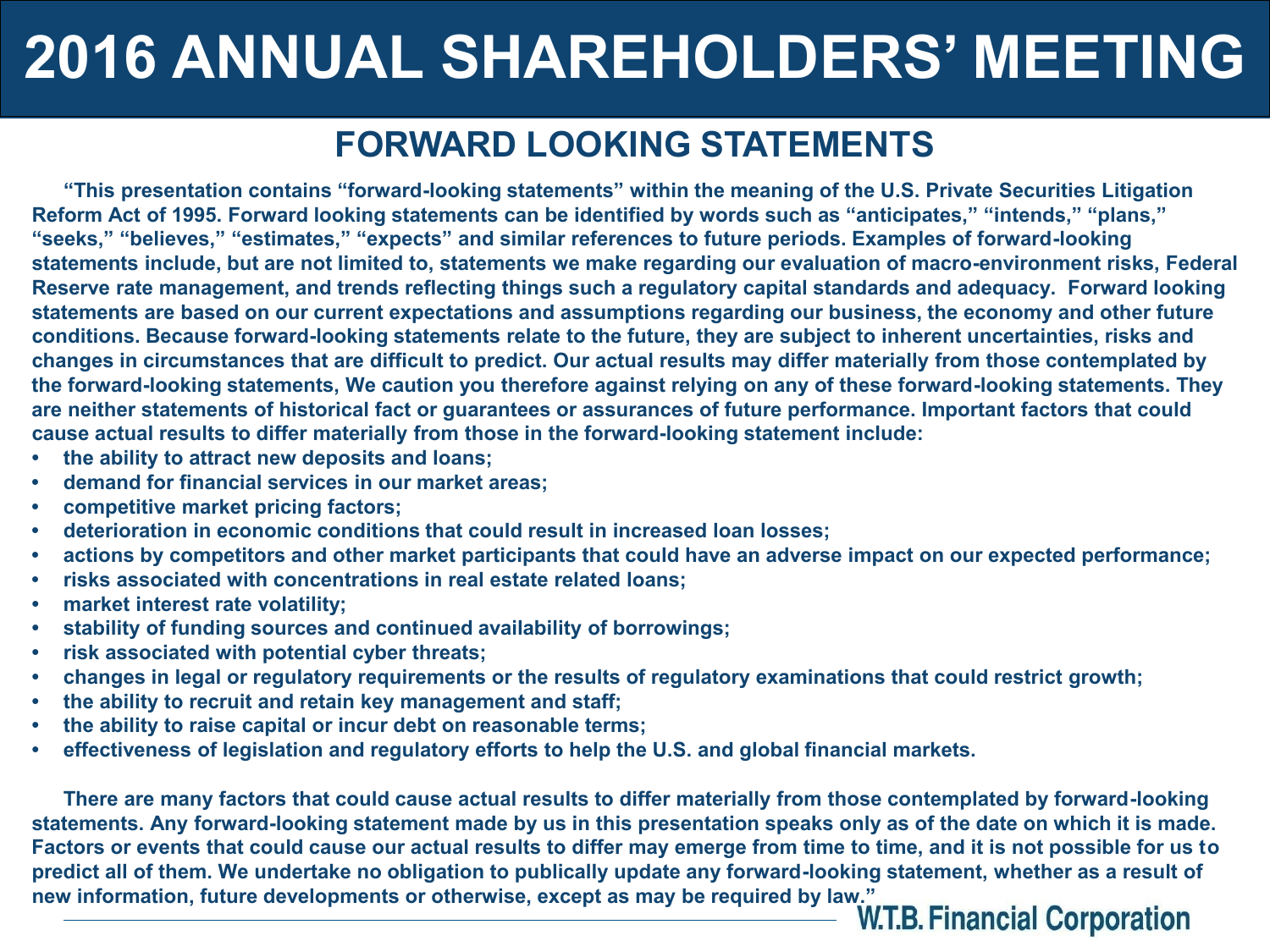# 2016 ANNUAL SHAREHOLDERS' MEETING

## FORWARD LOOKING STATEMENTS

**"This presentation contains "forward-looking statements" within the meaning of the U.S. Private Securities Litigation Reform Act of 1995. Forward looking statements can be identified by words such as "anticipates," "intends," "plans," "seeks," "believes," "estimates," "expects" and similar references to future periods. Examples of forward-looking statements include, but are not limited to, statements we make regarding our evaluation of macro-environment risks, Federal Reserve rate management, and trends reflecting things such a regulatory capital standards and adequacy. Forward looking statements are based on our current expectations and assumptions regarding our business, the economy and other future conditions. Because forward-looking statements relate to the future, they are subject to inherent uncertainties, risks and changes in circumstances that are difficult to predict. Our actual results may differ materially from those contemplated by the forward-looking statements, We caution you therefore against relying on any of these forward-looking statements. They are neither statements of historical fact or guarantees or assurances of future performance. Important factors that could cause actual results to differ materially from those in the forward-looking statement include:**

- **the ability to attract new deposits and loans;**
- **demand for financial services in our market areas;**
- **competitive market pricing factors;**
- **deterioration in economic conditions that could result in increased loan losses;**
- **actions by competitors and other market participants that could have an adverse impact on our expected performance;**
- **risks associated with concentrations in real estate related loans;**
- **market interest rate volatility;**
- **stability of funding sources and continued availability of borrowings;**
- **risk associated with potential cyber threats;**
- **changes in legal or regulatory requirements or the results of regulatory examinations that could restrict growth;**
- **the ability to recruit and retain key management and staff;**
- **the ability to raise capital or incur debt on reasonable terms;**
- **effectiveness of legislation and regulatory efforts to help the U.S. and global financial markets.**

**There are many factors that could cause actual results to differ materially from those contemplated by forward-looking statements. Any forward-looking statement made by us in this presentation speaks only as of the date on which it is made. Factors or events that could cause our actual results to differ may emerge from time to time, and it is not possible for us to predict all of them. We undertake no obligation to publically update any forward-looking statement, whether as a result of new information, future developments or otherwise, except as may be required by law."**

**W.T.B. Financial Corporation**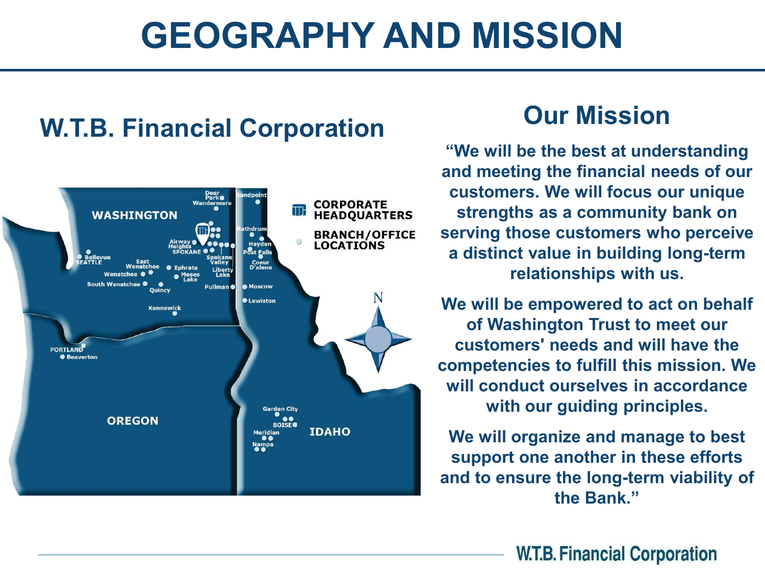# GEOGRAPHY AND MISSION

## W.T.B. Financial Corporation

WASHINGTON

CORPORATE HEADQUARTERS

BRANCH/OFFICE LOCATIONS

Deer Park, Wandermere, Sandpoint, Rathdrum, Hayden, Post Falls, Coeur D'alene, Airway Heights, SPOKANE, Spokane Valley, Liberty Lake, Bellevue, SEATTLE, East Wenatchee, Wenatchee, Ephrata, Moses Lake, South Wenatchee, Quincy, Pullman, Moscow, Lewiston, Kennewick, PORTLAND, Beaverton

OREGON

Garden City, BOISE, Meridian, Nampa

IDAHO

## Our Mission

"We will be the best at understanding and meeting the financial needs of our customers. We will focus our unique strengths as a community bank on serving those customers who perceive a distinct value in building long-term relationships with us.

We will be empowered to act on behalf of Washington Trust to meet our customers' needs and will have the competencies to fulfill this mission. We will conduct ourselves in accordance with our guiding principles.

We will organize and manage to best support one another in these efforts and to ensure the long-term viability of the Bank."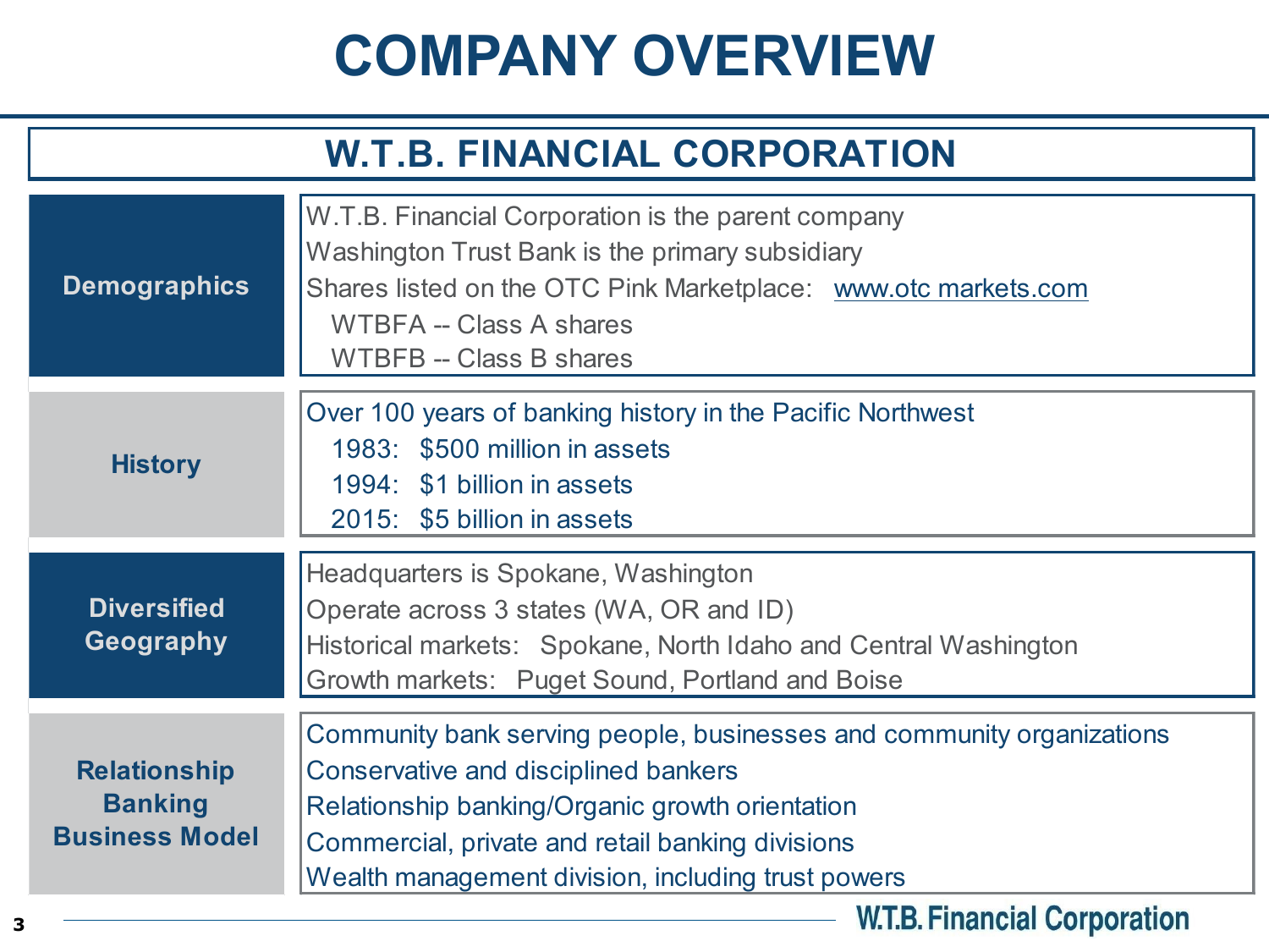# COMPANY OVERVIEW

## W.T.B. FINANCIAL CORPORATION

| | |
|---|---|
| **Demographics** | W.T.B. Financial Corporation is the parent company<br>Washington Trust Bank is the primary subsidiary<br>Shares listed on the OTC Pink Marketplace: www.otc markets.com<br>WTBFA -- Class A shares<br>WTBFB -- Class B shares |
| **History** | Over 100 years of banking history in the Pacific Northwest<br>1983: $500 million in assets<br>1994: $1 billion in assets<br>2015: $5 billion in assets |
| **Diversified Geography** | Headquarters is Spokane, Washington<br>Operate across 3 states (WA, OR and ID)<br>Historical markets: Spokane, North Idaho and Central Washington<br>Growth markets: Puget Sound, Portland and Boise |
| **Relationship Banking Business Model** | Community bank serving people, businesses and community organizations<br>Conservative and disciplined bankers<br>Relationship banking/Organic growth orientation<br>Commercial, private and retail banking divisions<br>Wealth management division, including trust powers |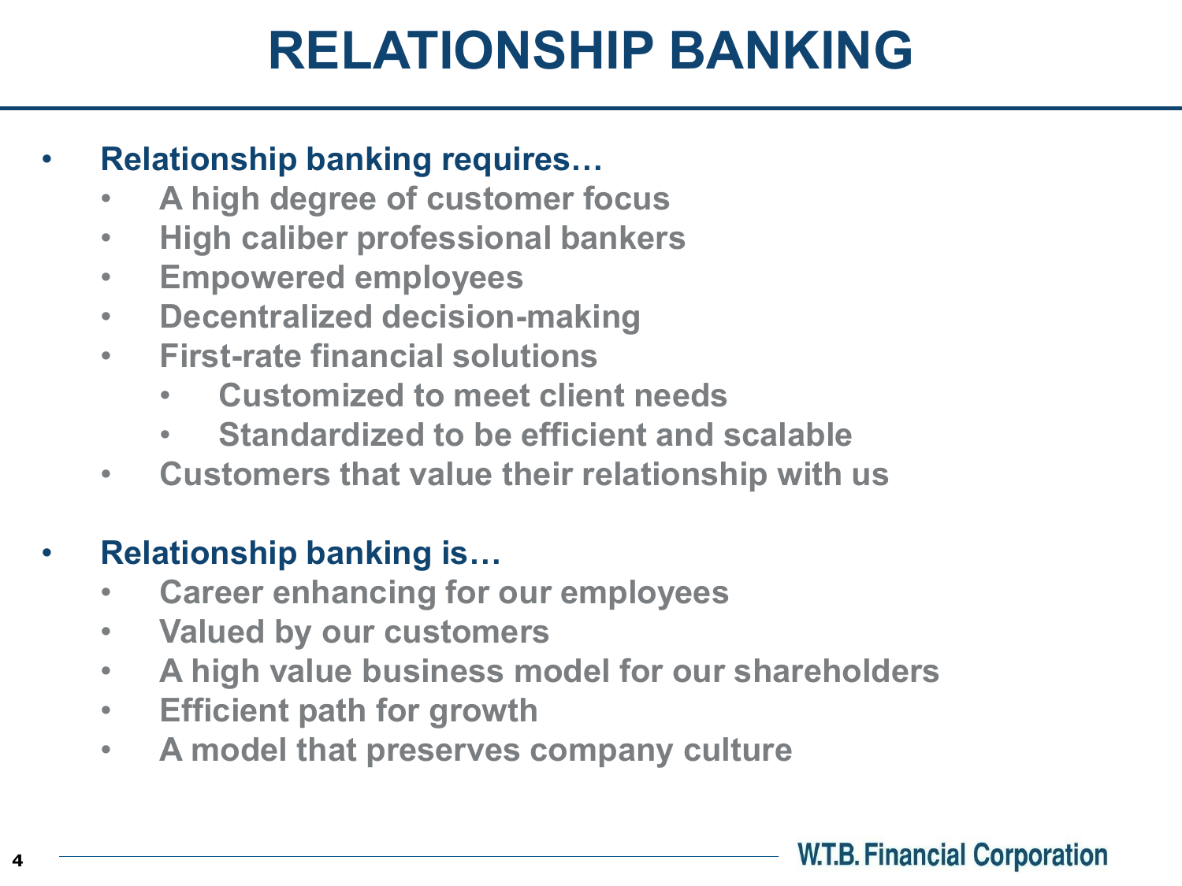# RELATIONSHIP BANKING

- **Relationship banking requires…**
  - A high degree of customer focus
  - High caliber professional bankers
  - Empowered employees
  - Decentralized decision-making
  - First-rate financial solutions
    - Customized to meet client needs
    - Standardized to be efficient and scalable
  - Customers that value their relationship with us

- **Relationship banking is…**
  - Career enhancing for our employees
  - Valued by our customers
  - A high value business model for our shareholders
  - Efficient path for growth
  - A model that preserves company culture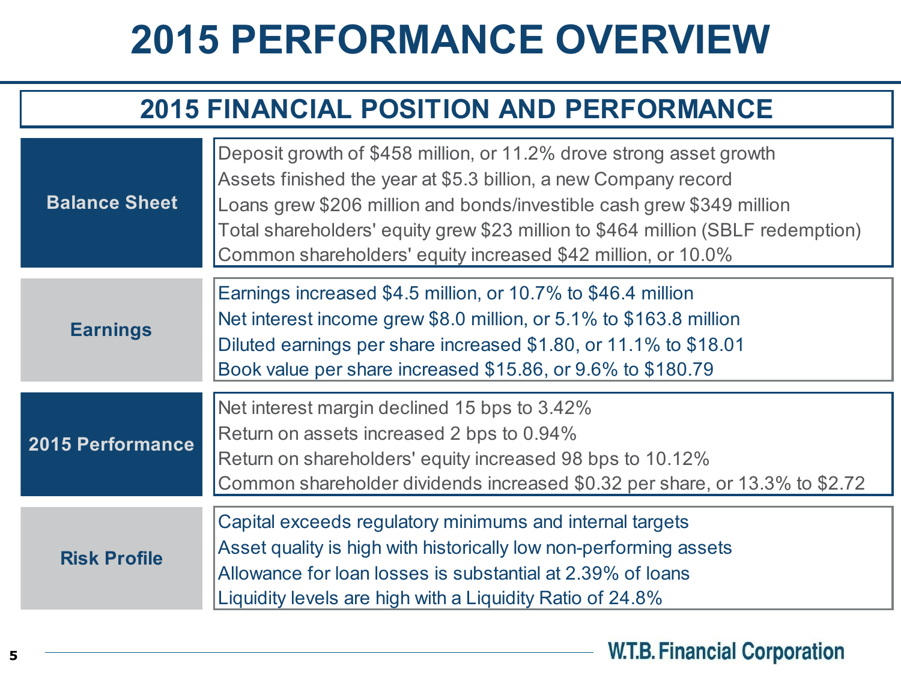# 2015 PERFORMANCE OVERVIEW

## 2015 FINANCIAL POSITION AND PERFORMANCE

| | |
|---|---|
| **Balance Sheet** | Deposit growth of $458 million, or 11.2% drove strong asset growth<br>Assets finished the year at $5.3 billion, a new Company record<br>Loans grew $206 million and bonds/investible cash grew $349 million<br>Total shareholders' equity grew $23 million to $464 million (SBLF redemption)<br>Common shareholders' equity increased $42 million, or 10.0% |
| **Earnings** | Earnings increased $4.5 million, or 10.7% to $46.4 million<br>Net interest income grew $8.0 million, or 5.1% to $163.8 million<br>Diluted earnings per share increased $1.80, or 11.1% to $18.01<br>Book value per share increased $15.86, or 9.6% to $180.79 |
| **2015 Performance** | Net interest margin declined 15 bps to 3.42%<br>Return on assets increased 2 bps to 0.94%<br>Return on shareholders' equity increased 98 bps to 10.12%<br>Common shareholder dividends increased $0.32 per share, or 13.3% to $2.72 |
| **Risk Profile** | Capital exceeds regulatory minimums and internal targets<br>Asset quality is high with historically low non-performing assets<br>Allowance for loan losses is substantial at 2.39% of loans<br>Liquidity levels are high with a Liquidity Ratio of 24.8% |

W.T.B. Financial Corporation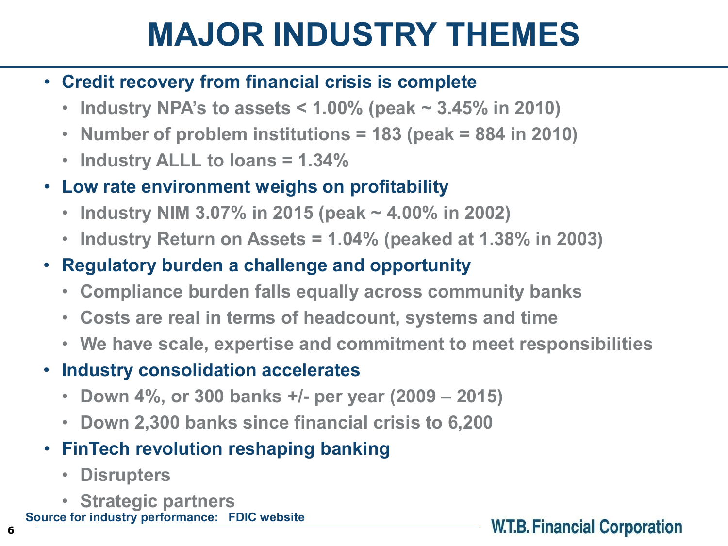# MAJOR INDUSTRY THEMES

- **Credit recovery from financial crisis is complete**
  - **Industry NPA's to assets < 1.00% (peak ~ 3.45% in 2010)**
  - **Number of problem institutions = 183 (peak = 884 in 2010)**
  - **Industry ALLL to loans = 1.34%**
- **Low rate environment weighs on profitability**
  - **Industry NIM 3.07% in 2015 (peak ~ 4.00% in 2002)**
  - **Industry Return on Assets = 1.04% (peaked at 1.38% in 2003)**
- **Regulatory burden a challenge and opportunity**
  - **Compliance burden falls equally across community banks**
  - **Costs are real in terms of headcount, systems and time**
  - **We have scale, expertise and commitment to meet responsibilities**
- **Industry consolidation accelerates**
  - **Down 4%, or 300 banks +/- per year (2009 – 2015)**
  - **Down 2,300 banks since financial crisis to 6,200**
- **FinTech revolution reshaping banking**
  - **Disrupters**
  - **Strategic partners**

**Source for industry performance: FDIC website**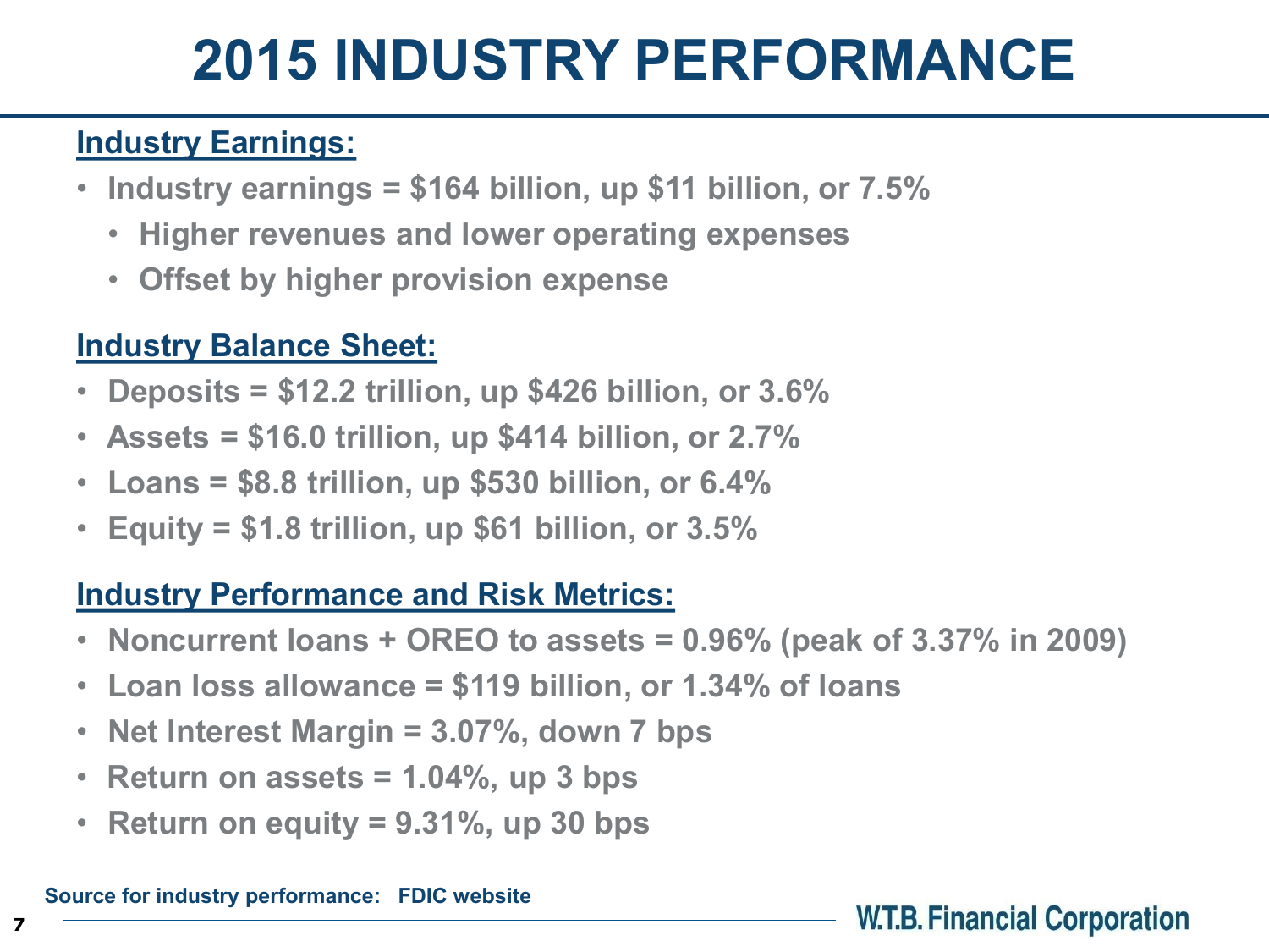# 2015 INDUSTRY PERFORMANCE

## Industry Earnings:

- Industry earnings = $164 billion, up $11 billion, or 7.5%
  - Higher revenues and lower operating expenses
  - Offset by higher provision expense

## Industry Balance Sheet:

- Deposits = $12.2 trillion, up $426 billion, or 3.6%
- Assets = $16.0 trillion, up $414 billion, or 2.7%
- Loans = $8.8 trillion, up $530 billion, or 6.4%
- Equity = $1.8 trillion, up $61 billion, or 3.5%

## Industry Performance and Risk Metrics:

- Noncurrent loans + OREO to assets = 0.96% (peak of 3.37% in 2009)
- Loan loss allowance = $119 billion, or 1.34% of loans
- Net Interest Margin = 3.07%, down 7 bps
- Return on assets = 1.04%, up 3 bps
- Return on equity = 9.31%, up 30 bps

Source for industry performance: FDIC website

W.T.B. Financial Corporation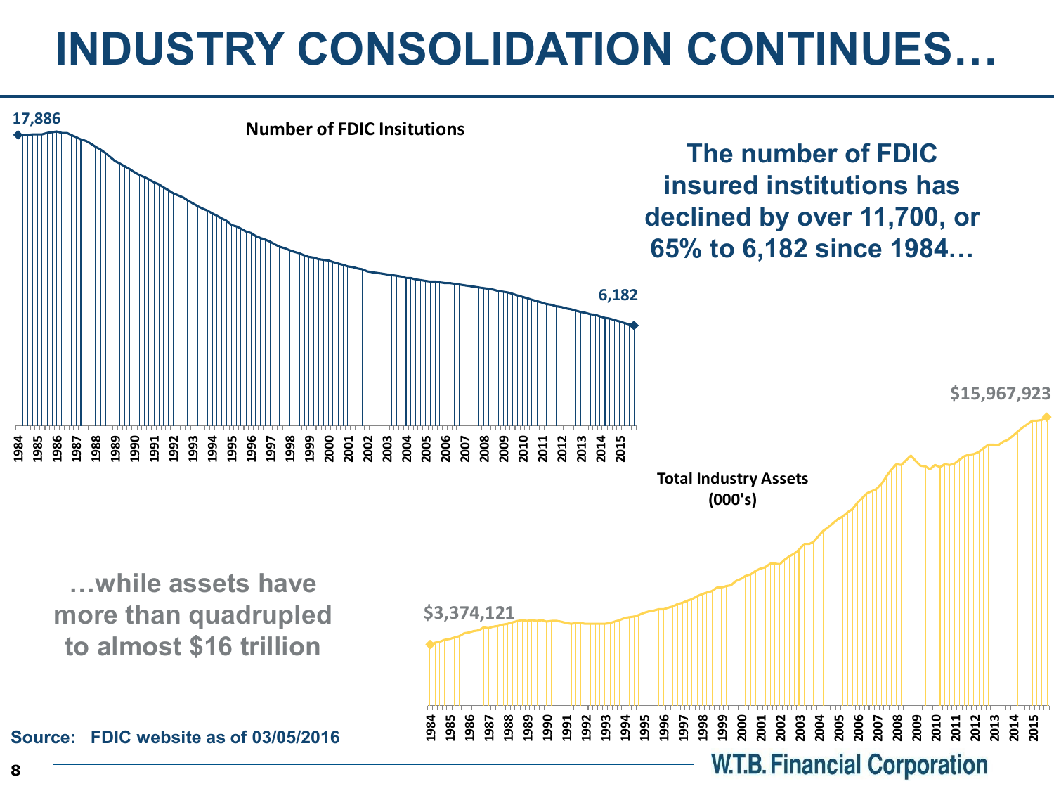# INDUSTRY CONSOLIDATION CONTINUES…

**Number of FDIC Insitutions**

17,886

6,182

1984 1985 1986 1987 1988 1989 1990 1991 1992 1993 1994 1995 1996 1997 1998 1999 2000 2001 2002 2003 2004 2005 2006 2007 2008 2009 2010 2011 2012 2013 2014 2015

**The number of FDIC insured institutions has declined by over 11,700, or 65% to 6,182 since 1984…**

**Total Industry Assets (000's)**

$3,374,121

$15,967,923

1984 1985 1986 1987 1988 1989 1990 1991 1992 1993 1994 1995 1996 1997 1998 1999 2000 2001 2002 2003 2004 2005 2006 2007 2008 2009 2010 2011 2012 2013 2014 2015

**…while assets have more than quadrupled to almost $16 trillion**

**Source: FDIC website as of 03/05/2016**

W.T.B. Financial Corporation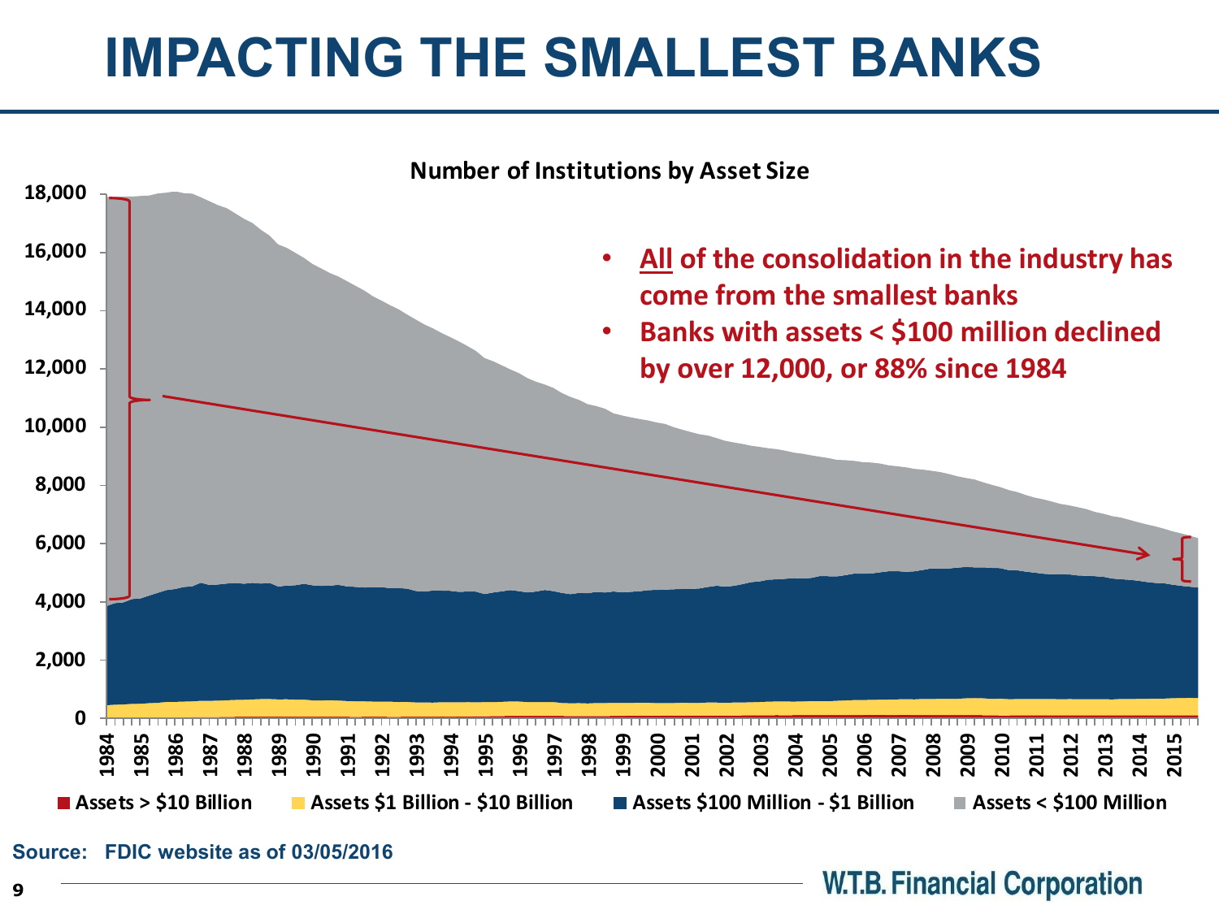# IMPACTING THE SMALLEST BANKS

**Number of Institutions by Asset Size**

- **<u>All</u> of the consolidation in the industry has come from the smallest banks**
- **Banks with assets < $100 million declined by over 12,000, or 88% since 1984**

Legend: Assets > $10 Billion | Assets $1 Billion - $10 Billion | Assets $100 Million - $1 Billion | Assets < $100 Million

Y-axis: 0 to 18,000; X-axis: 1984 to 2015

**Source: FDIC website as of 03/05/2016**

W.T.B. Financial Corporation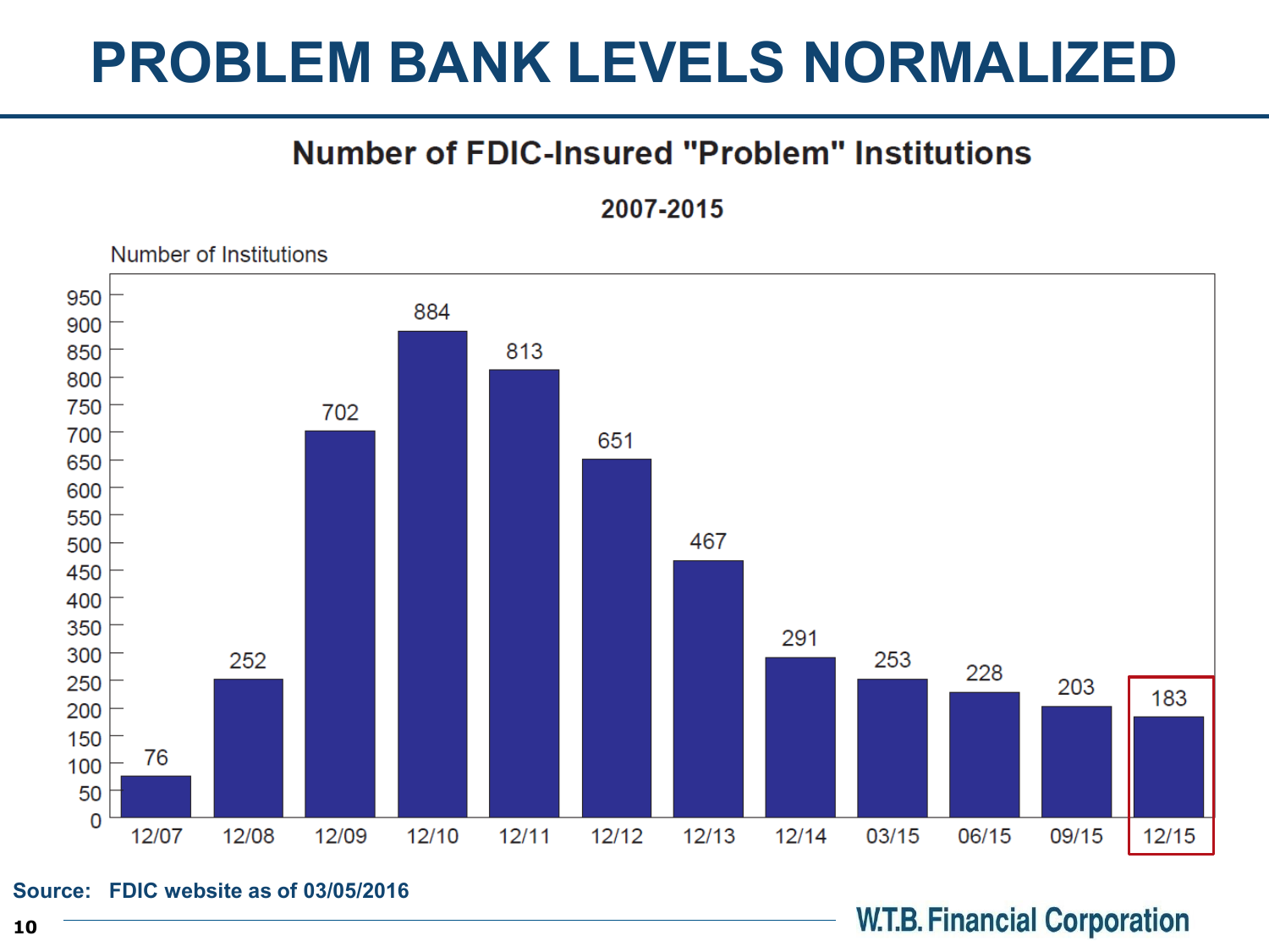# PROBLEM BANK LEVELS NORMALIZED

## Number of FDIC-Insured "Problem" Institutions

**2007-2015**

| Date | Number of Institutions |
|---|---|
| 12/07 | 76 |
| 12/08 | 252 |
| 12/09 | 702 |
| 12/10 | 884 |
| 12/11 | 813 |
| 12/12 | 651 |
| 12/13 | 467 |
| 12/14 | 291 |
| 03/15 | 253 |
| 06/15 | 228 |
| 09/15 | 203 |
| 12/15 | 183 |

**Source: FDIC website as of 03/05/2016**

W.T.B. Financial Corporation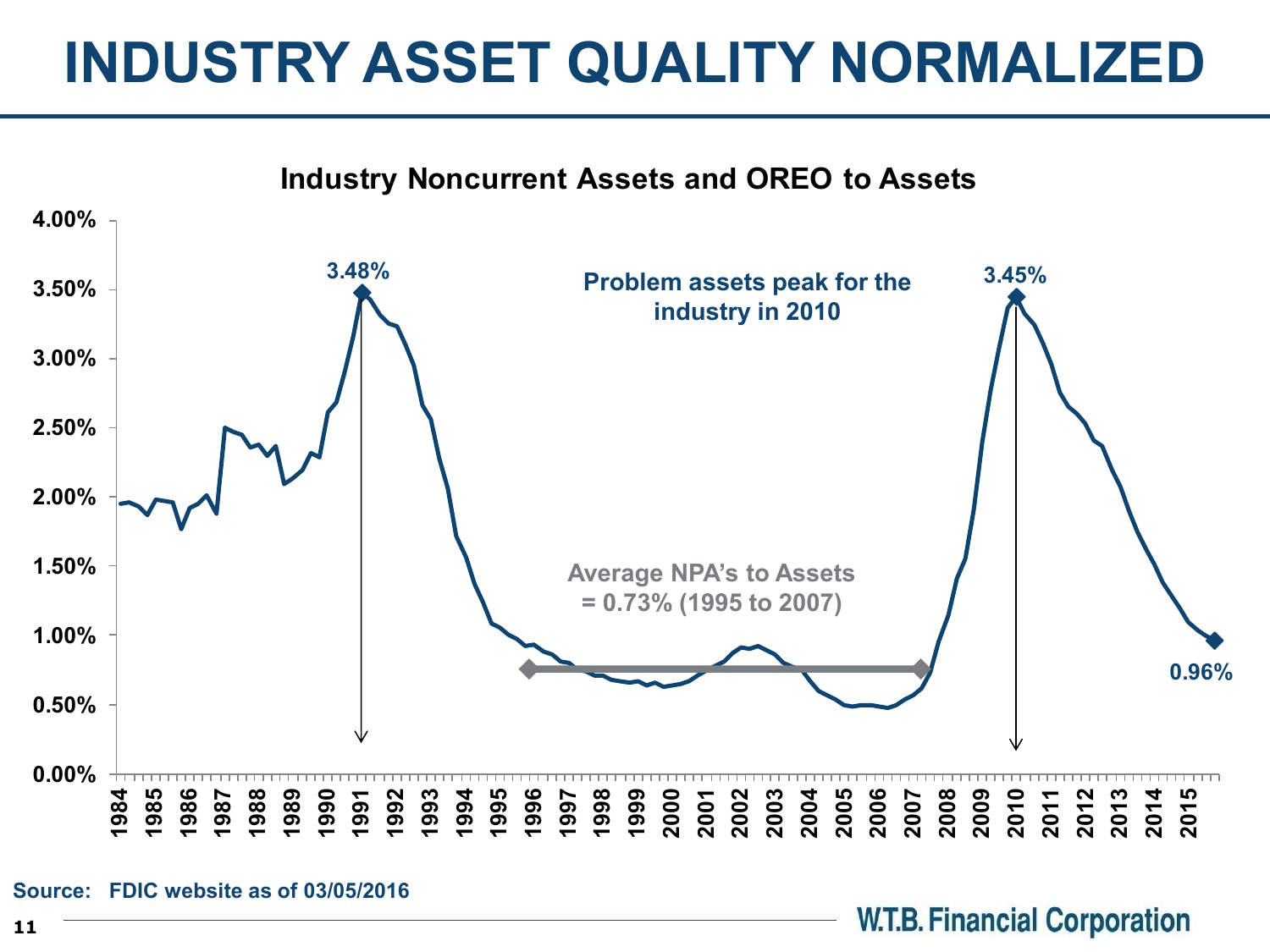# INDUSTRY ASSET QUALITY NORMALIZED

**Industry Noncurrent Assets and OREO to Assets**

3.48%

**Problem assets peak for the industry in 2010**

3.45%

**Average NPA's to Assets = 0.73% (1995 to 2007)**

0.96%

**Source: FDIC website as of 03/05/2016**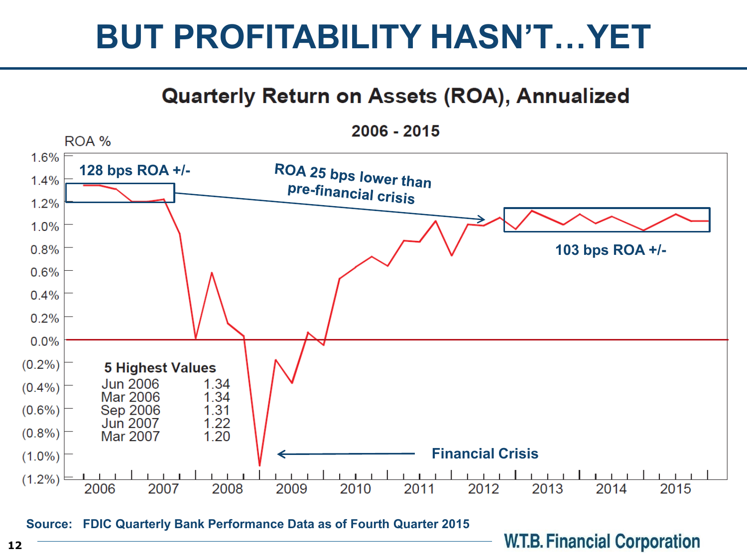# BUT PROFITABILITY HASN'T…YET

## Quarterly Return on Assets (ROA), Annualized

2006 - 2015

ROA %

128 bps ROA +/-

ROA 25 bps lower than pre-financial crisis

103 bps ROA +/-

Financial Crisis

**5 Highest Values**

| | |
|---|---|
| Jun 2006 | 1.34 |
| Mar 2006 | 1.34 |
| Sep 2006 | 1.31 |
| Jun 2007 | 1.22 |
| Mar 2007 | 1.20 |

Source: FDIC Quarterly Bank Performance Data as of Fourth Quarter 2015

W.T.B. Financial Corporation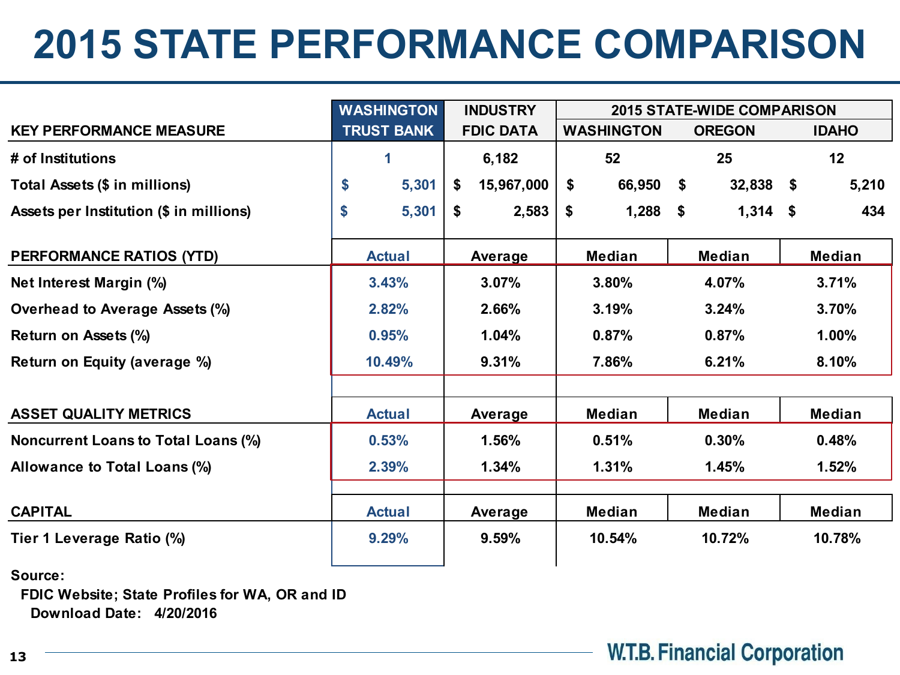# 2015 STATE PERFORMANCE COMPARISON

| KEY PERFORMANCE MEASURE | WASHINGTON TRUST BANK | INDUSTRY FDIC DATA | 2015 STATE-WIDE COMPARISON | | |
|---|---|---|---|---|---|
| | | | WASHINGTON | OREGON | IDAHO |
| # of Institutions | 1 | 6,182 | 52 | 25 | 12 |
| Total Assets ($ in millions) | $ 5,301 | $ 15,967,000 | $ 66,950 | $ 32,838 | $ 5,210 |
| Assets per Institution ($ in millions) | $ 5,301 | $ 2,583 | $ 1,288 | $ 1,314 | $ 434 |
| **PERFORMANCE RATIOS (YTD)** | **Actual** | **Average** | **Median** | **Median** | **Median** |
| Net Interest Margin (%) | 3.43% | 3.07% | 3.80% | 4.07% | 3.71% |
| Overhead to Average Assets (%) | 2.82% | 2.66% | 3.19% | 3.24% | 3.70% |
| Return on Assets (%) | 0.95% | 1.04% | 0.87% | 0.87% | 1.00% |
| Return on Equity (average %) | 10.49% | 9.31% | 7.86% | 6.21% | 8.10% |
| **ASSET QUALITY METRICS** | **Actual** | **Average** | **Median** | **Median** | **Median** |
| Noncurrent Loans to Total Loans (%) | 0.53% | 1.56% | 0.51% | 0.30% | 0.48% |
| Allowance to Total Loans (%) | 2.39% | 1.34% | 1.31% | 1.45% | 1.52% |
| **CAPITAL** | **Actual** | **Average** | **Median** | **Median** | **Median** |
| Tier 1 Leverage Ratio (%) | 9.29% | 9.59% | 10.54% | 10.72% | 10.78% |

Source:
FDIC Website; State Profiles for WA, OR and ID
Download Date: 4/20/2016

W.T.B. Financial Corporation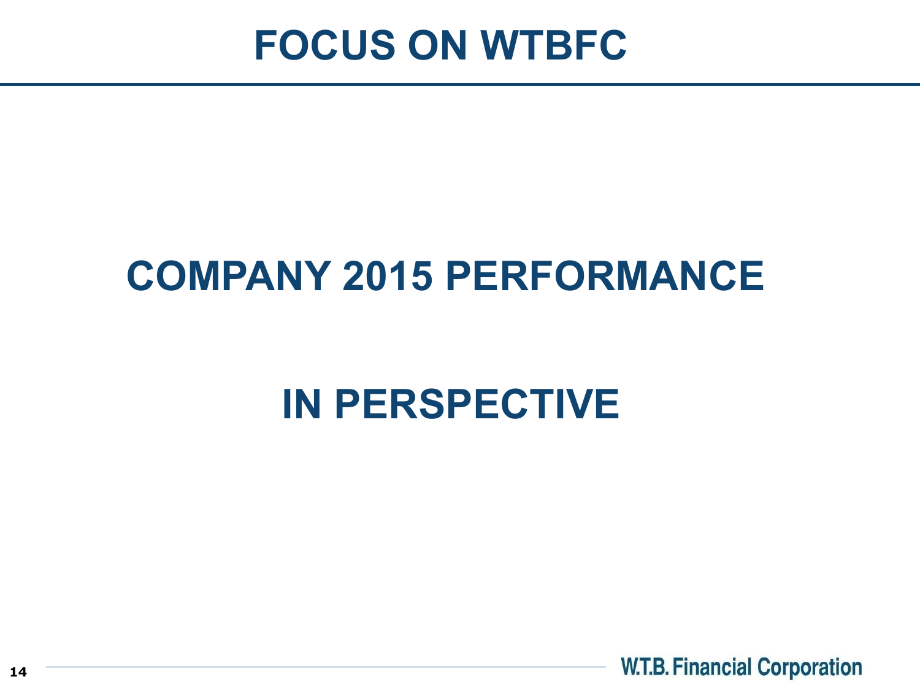# FOCUS ON WTBFC

## COMPANY 2015 PERFORMANCE

## IN PERSPECTIVE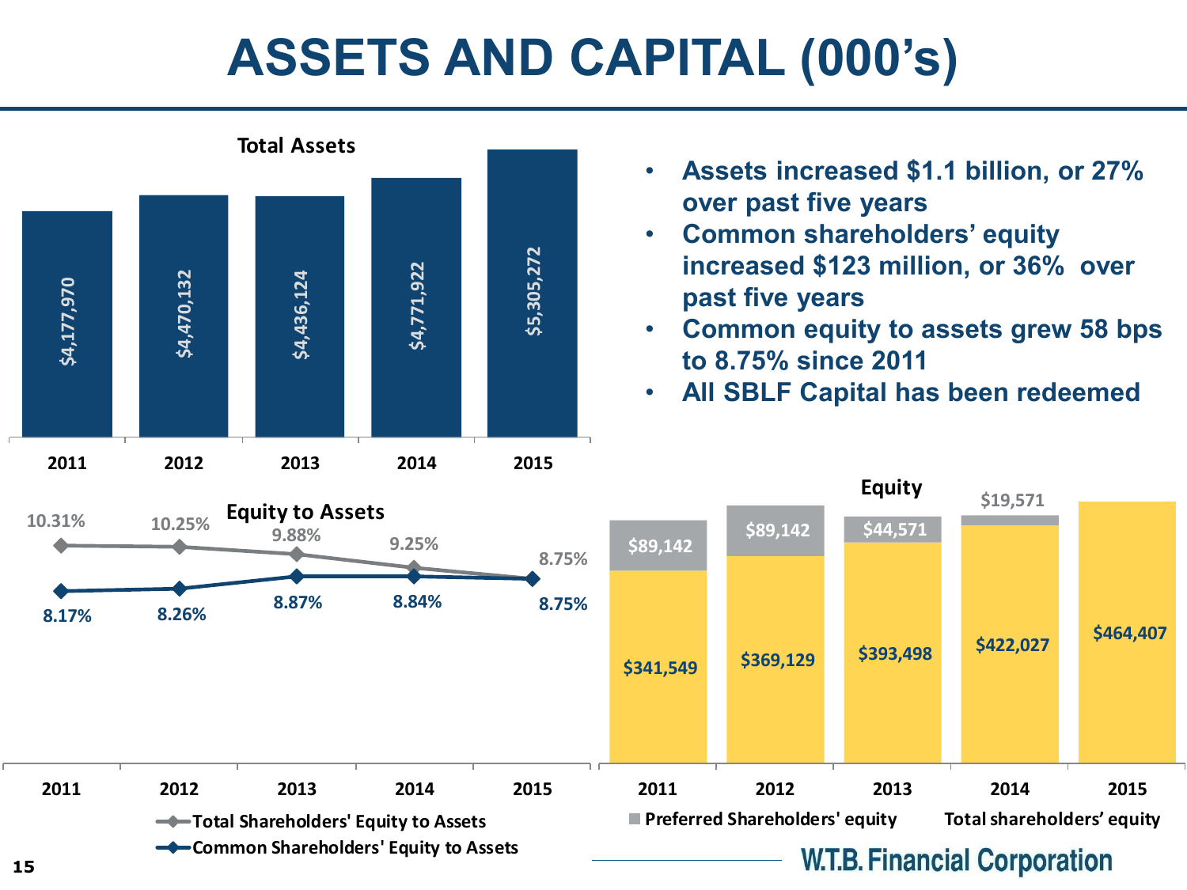# ASSETS AND CAPITAL (000's)

- Assets increased $1.1 billion, or 27% over past five years
- Common shareholders' equity increased $123 million, or 36% over past five years
- Common equity to assets grew 58 bps to 8.75% since 2011
- All SBLF Capital has been redeemed

### Total Assets

| | 2011 | 2012 | 2013 | 2014 | 2015 |
|---|---|---|---|---|---|
| Total Assets | $4,177,970 | $4,470,132 | $4,436,124 | $4,771,922 | $5,305,272 |

### Equity to Assets

| | 2011 | 2012 | 2013 | 2014 | 2015 |
|---|---|---|---|---|---|
| Total Shareholders' Equity to Assets | 10.31% | 10.25% | 9.88% | 9.25% | 8.75% |
| Common Shareholders' Equity to Assets | 8.17% | 8.26% | 8.87% | 8.84% | 8.75% |

### Equity

| | 2011 | 2012 | 2013 | 2014 | 2015 |
|---|---|---|---|---|---|
| Preferred Shareholders' equity | $89,142 | $89,142 | $44,571 | $19,571 | |
| Total shareholders' equity | $341,549 | $369,129 | $393,498 | $422,027 | $464,407 |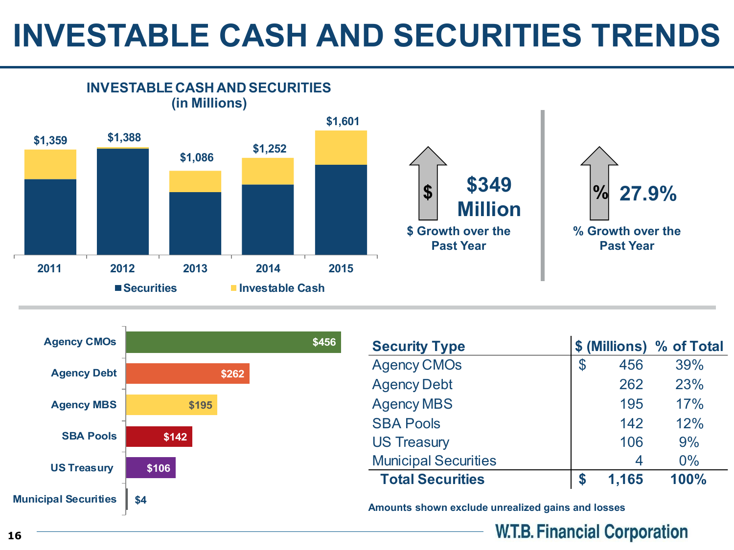# INVESTABLE CASH AND SECURITIES TRENDS

**INVESTABLE CASH AND SECURITIES (in Millions)**

| Year | Total |
|---|---|
| 2011 | $1,359 |
| 2012 | $1,388 |
| 2013 | $1,086 |
| 2014 | $1,252 |
| 2015 | $1,601 |

■ Securities ■ Investable Cash

**$349 Million**
$ Growth over the Past Year

**27.9%**
% Growth over the Past Year

| Security Type | $ (Millions) | % of Total |
|---|---|---|
| Agency CMOs | $ 456 | 39% |
| Agency Debt | 262 | 23% |
| Agency MBS | 195 | 17% |
| SBA Pools | 142 | 12% |
| US Treasury | 106 | 9% |
| Municipal Securities | 4 | 0% |
| **Total Securities** | **$ 1,165** | **100%** |

**Amounts shown exclude unrealized gains and losses**

W.T.B. Financial Corporation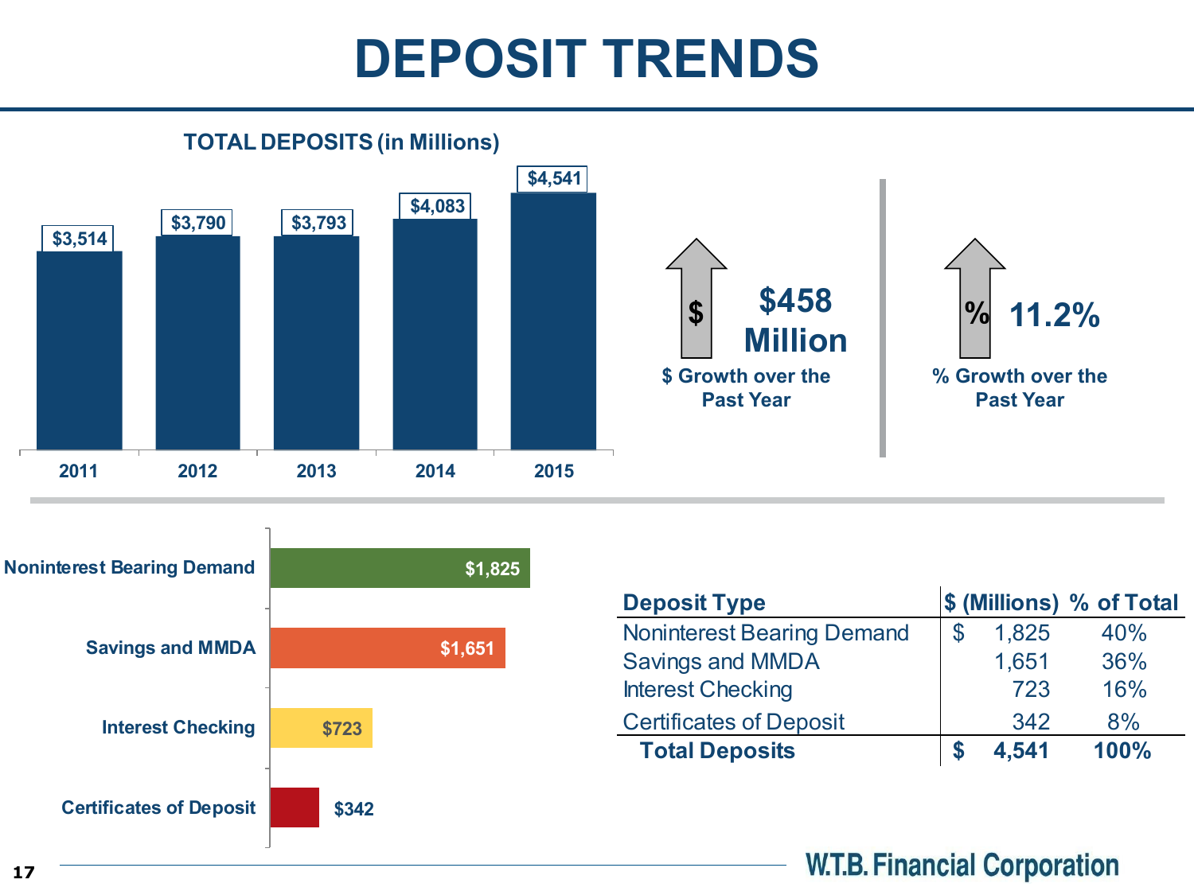# DEPOSIT TRENDS

**TOTAL DEPOSITS (in Millions)**

| 2011 | 2012 | 2013 | 2014 | 2015 |
|---|---|---|---|---|
| $3,514 | $3,790 | $3,793 | $4,083 | $4,541 |

**$458 Million**
$ Growth over the Past Year

**11.2%**
% Growth over the Past Year

| Deposit Type | $ (Millions) |
|---|---|
| Noninterest Bearing Demand | $1,825 |
| Savings and MMDA | $1,651 |
| Interest Checking | $723 |
| Certificates of Deposit | $342 |

| Deposit Type | $ (Millions) | % of Total |
|---|---|---|
| Noninterest Bearing Demand | $ 1,825 | 40% |
| Savings and MMDA | 1,651 | 36% |
| Interest Checking | 723 | 16% |
| Certificates of Deposit | 342 | 8% |
| **Total Deposits** | **$ 4,541** | **100%** |

W.T.B. Financial Corporation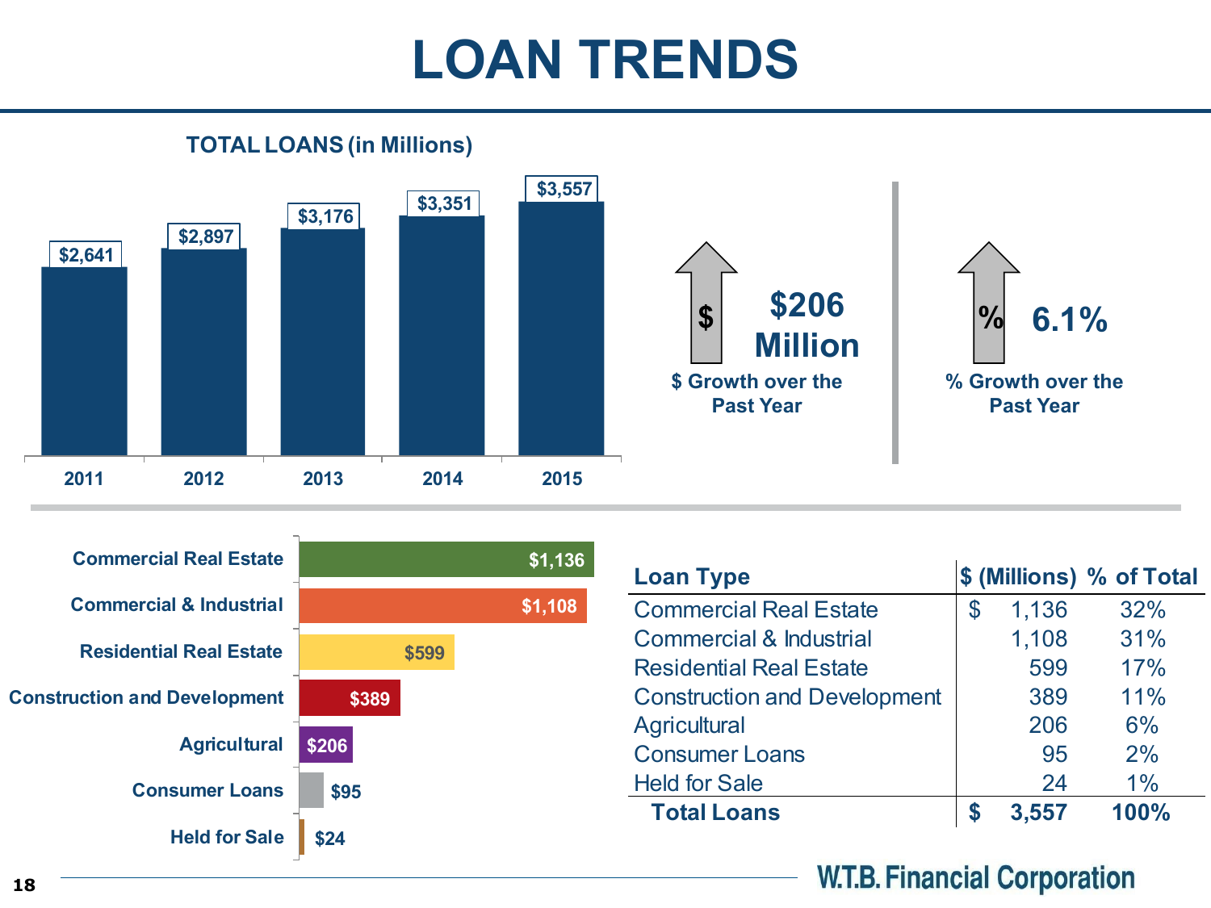# LOAN TRENDS

**TOTAL LOANS (in Millions)**

| Year | Total Loans |
|---|---|
| 2011 | $2,641 |
| 2012 | $2,897 |
| 2013 | $3,176 |
| 2014 | $3,351 |
| 2015 | $3,557 |

**$206 Million**

$ Growth over the Past Year

**6.1%**

% Growth over the Past Year

| Loan Type | | |
|---|---|---|
| Commercial Real Estate | $1,136 | |
| Commercial & Industrial | $1,108 | |
| Residential Real Estate | $599 | |
| Construction and Development | $389 | |
| Agricultural | $206 | |
| Consumer Loans | $95 | |
| Held for Sale | $24 | |

| Loan Type | $ (Millions) | % of Total |
|---|---|---|
| Commercial Real Estate | $ 1,136 | 32% |
| Commercial & Industrial | 1,108 | 31% |
| Residential Real Estate | 599 | 17% |
| Construction and Development | 389 | 11% |
| Agricultural | 206 | 6% |
| Consumer Loans | 95 | 2% |
| Held for Sale | 24 | 1% |
| **Total Loans** | **$ 3,557** | **100%** |

W.T.B. Financial Corporation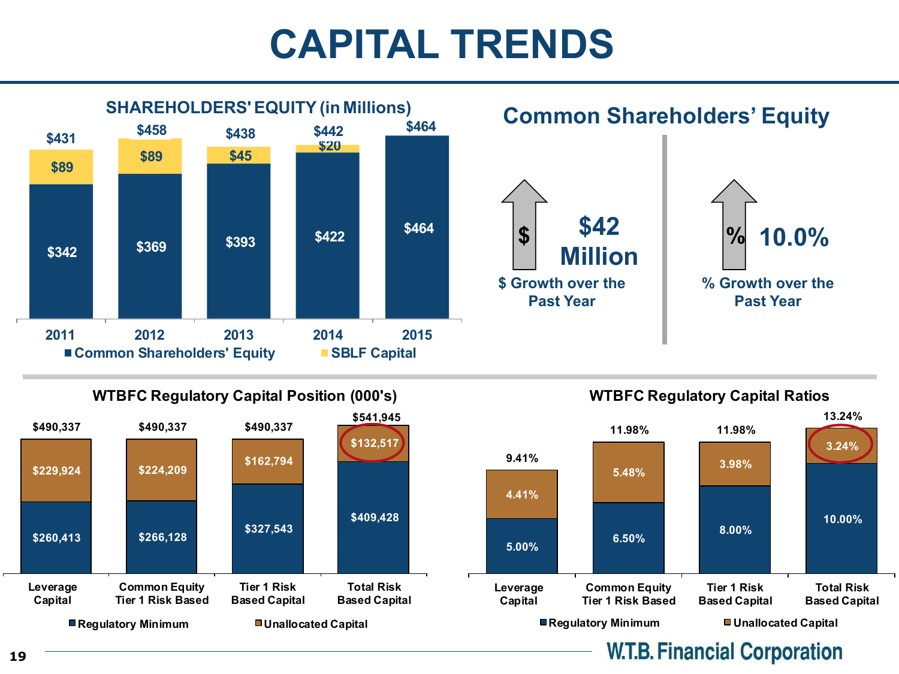# CAPITAL TRENDS

## SHAREHOLDERS' EQUITY (in Millions)

| | 2011 | 2012 | 2013 | 2014 | 2015 |
|---|---|---|---|---|---|
| Common Shareholders' Equity | $342 | $369 | $393 | $422 | $464 |
| SBLF Capital | $89 | $89 | $45 | $20 | |
| Total | $431 | $458 | $438 | $442 | $464 |

## Common Shareholders' Equity

**$42 Million**
$ Growth over the Past Year

**10.0%**
% Growth over the Past Year

## WTBFC Regulatory Capital Position (000's)

| | Leverage Capital | Common Equity Tier 1 Risk Based | Tier 1 Risk Based Capital | Total Risk Based Capital |
|---|---|---|---|---|
| Regulatory Minimum | $260,413 | $266,128 | $327,543 | $409,428 |
| Unallocated Capital | $229,924 | $224,209 | $162,794 | $132,517 |
| Total | $490,337 | $490,337 | $490,337 | $541,945 |

## WTBFC Regulatory Capital Ratios

| | Leverage Capital | Common Equity Tier 1 Risk Based | Tier 1 Risk Based Capital | Total Risk Based Capital |
|---|---|---|---|---|
| Regulatory Minimum | 5.00% | 6.50% | 8.00% | 10.00% |
| Unallocated Capital | 4.41% | 5.48% | 3.98% | 3.24% |
| Total | 9.41% | 11.98% | 11.98% | 13.24% |

W.T.B. Financial Corporation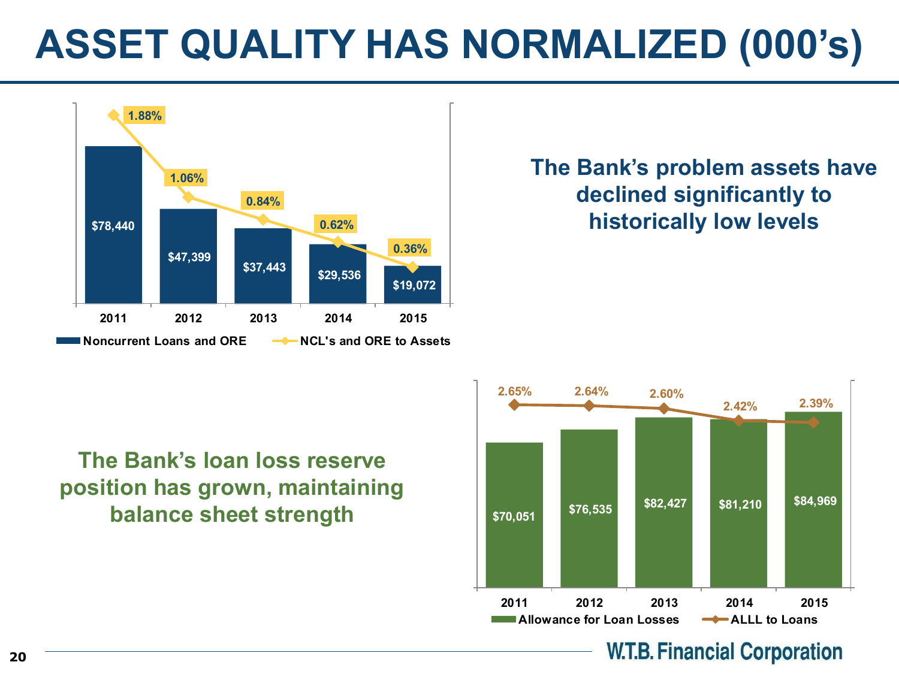# ASSET QUALITY HAS NORMALIZED (000's)

| | 2011 | 2012 | 2013 | 2014 | 2015 |
|---|---|---|---|---|---|
| Noncurrent Loans and ORE | $78,440 | $47,399 | $37,443 | $29,536 | $19,072 |
| NCL's and ORE to Assets | 1.88% | 1.06% | 0.84% | 0.62% | 0.36% |

**The Bank's problem assets have declined significantly to historically low levels**

**The Bank's loan loss reserve position has grown, maintaining balance sheet strength**

| | 2011 | 2012 | 2013 | 2014 | 2015 |
|---|---|---|---|---|---|
| Allowance for Loan Losses | $70,051 | $76,535 | $82,427 | $81,210 | $84,969 |
| ALLL to Loans | 2.65% | 2.64% | 2.60% | 2.42% | 2.39% |

W.T.B. Financial Corporation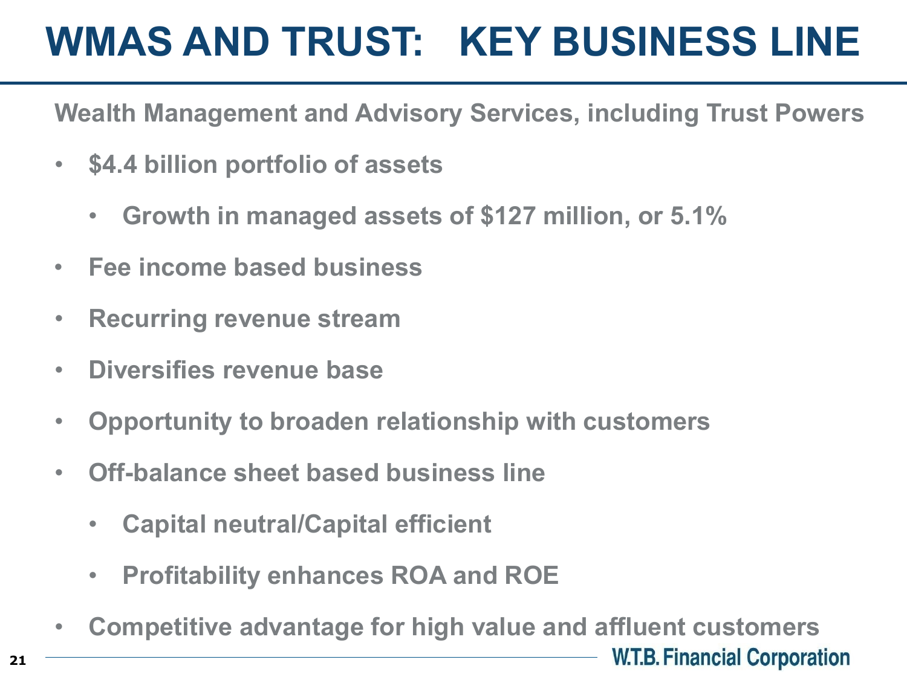# WMAS AND TRUST: KEY BUSINESS LINE

**Wealth Management and Advisory Services, including Trust Powers**

- **$4.4 billion portfolio of assets**
  - **Growth in managed assets of $127 million, or 5.1%**
- **Fee income based business**
- **Recurring revenue stream**
- **Diversifies revenue base**
- **Opportunity to broaden relationship with customers**
- **Off-balance sheet based business line**
  - **Capital neutral/Capital efficient**
  - **Profitability enhances ROA and ROE**
- **Competitive advantage for high value and affluent customers**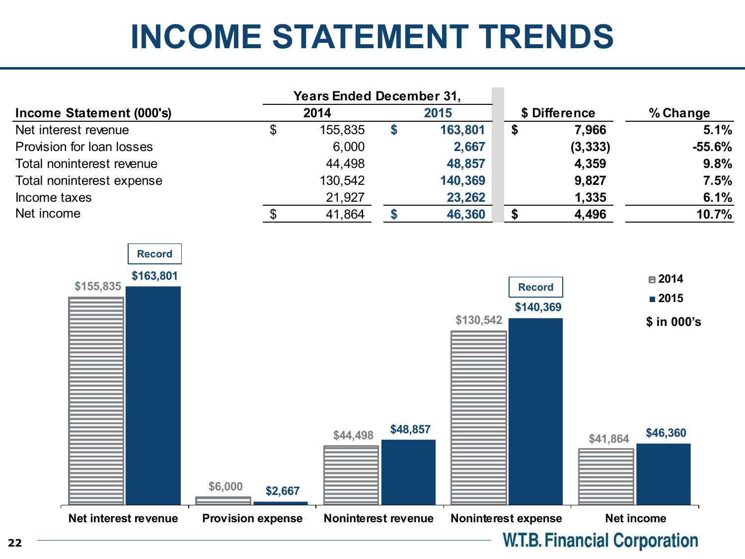# INCOME STATEMENT TRENDS

| Income Statement (000's) | Years Ended December 31, 2014 | 2015 | $ Difference | % Change |
|---|---|---|---|---|
| Net interest revenue | $ 155,835 | $ 163,801 | $ 7,966 | 5.1% |
| Provision for loan losses | 6,000 | 2,667 | (3,333) | -55.6% |
| Total noninterest revenue | 44,498 | 48,857 | 4,359 | 9.8% |
| Total noninterest expense | 130,542 | 140,369 | 9,827 | 7.5% |
| Income taxes | 21,927 | 23,262 | 1,335 | 6.1% |
| Net income | $ 41,864 | $ 46,360 | $ 4,496 | 10.7% |

$ in 000's

| | 2014 | 2015 |
|---|---|---|
| Net interest revenue | $155,835 | $163,801 (Record) |
| Provision expense | $6,000 | $2,667 |
| Noninterest revenue | $44,498 | $48,857 |
| Noninterest expense | $130,542 | $140,369 (Record) |
| Net income | $41,864 | $46,360 |

W.T.B. Financial Corporation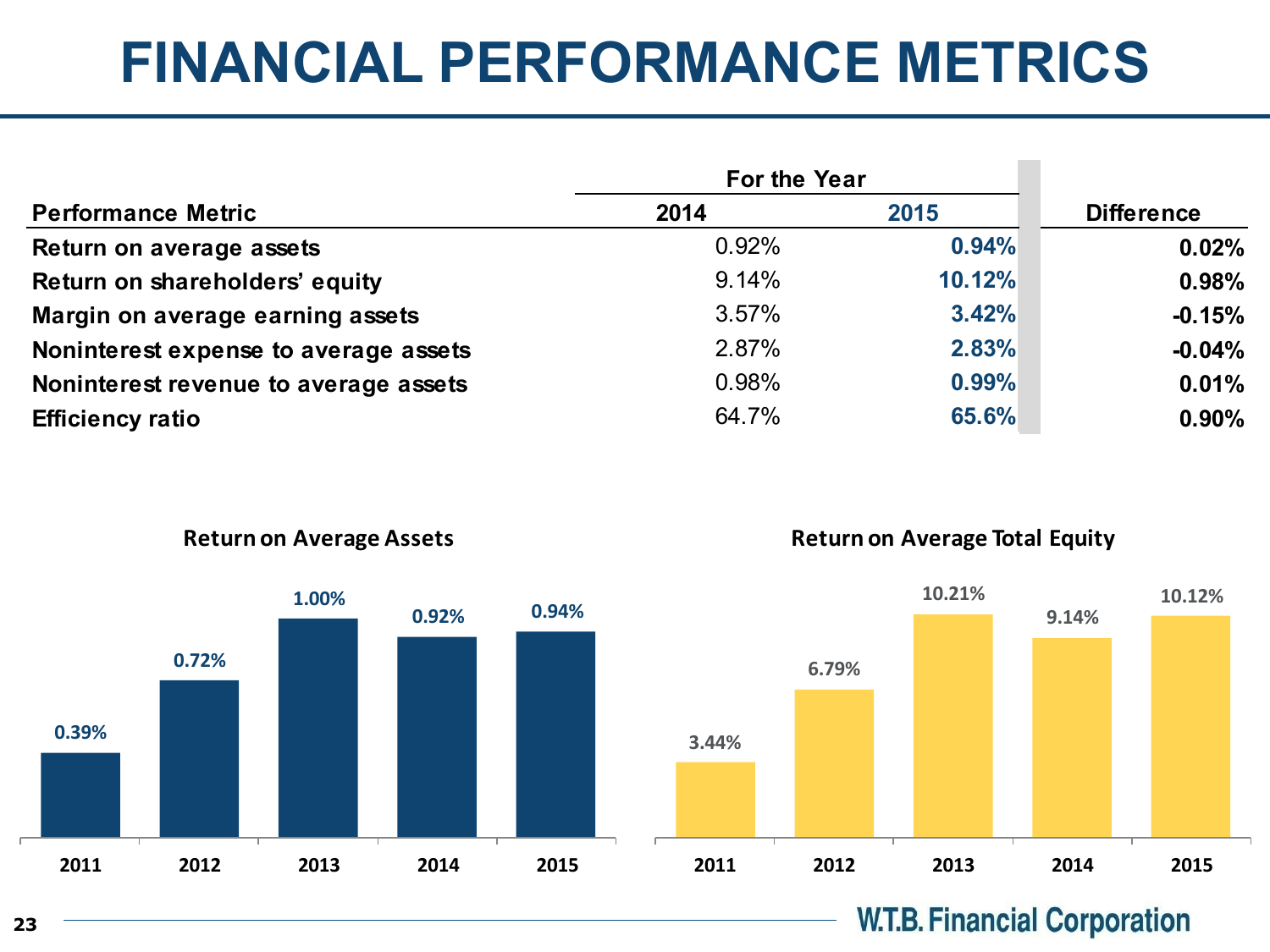# FINANCIAL PERFORMANCE METRICS

| Performance Metric | For the Year 2014 | For the Year 2015 | Difference |
|---|---|---|---|
| Return on average assets | 0.92% | **0.94%** | **0.02%** |
| Return on shareholders' equity | 9.14% | **10.12%** | **0.98%** |
| Margin on average earning assets | 3.57% | **3.42%** | **-0.15%** |
| Noninterest expense to average assets | 2.87% | **2.83%** | **-0.04%** |
| Noninterest revenue to average assets | 0.98% | **0.99%** | **0.01%** |
| Efficiency ratio | 64.7% | **65.6%** | **0.90%** |

**Return on Average Assets**

| Year | 2011 | 2012 | 2013 | 2014 | 2015 |
|---|---|---|---|---|---|
| Return on Average Assets | 0.39% | 0.72% | 1.00% | 0.92% | 0.94% |

**Return on Average Total Equity**

| Year | 2011 | 2012 | 2013 | 2014 | 2015 |
|---|---|---|---|---|---|
| Return on Average Total Equity | 3.44% | 6.79% | 10.21% | 9.14% | 10.12% |

W.T.B. Financial Corporation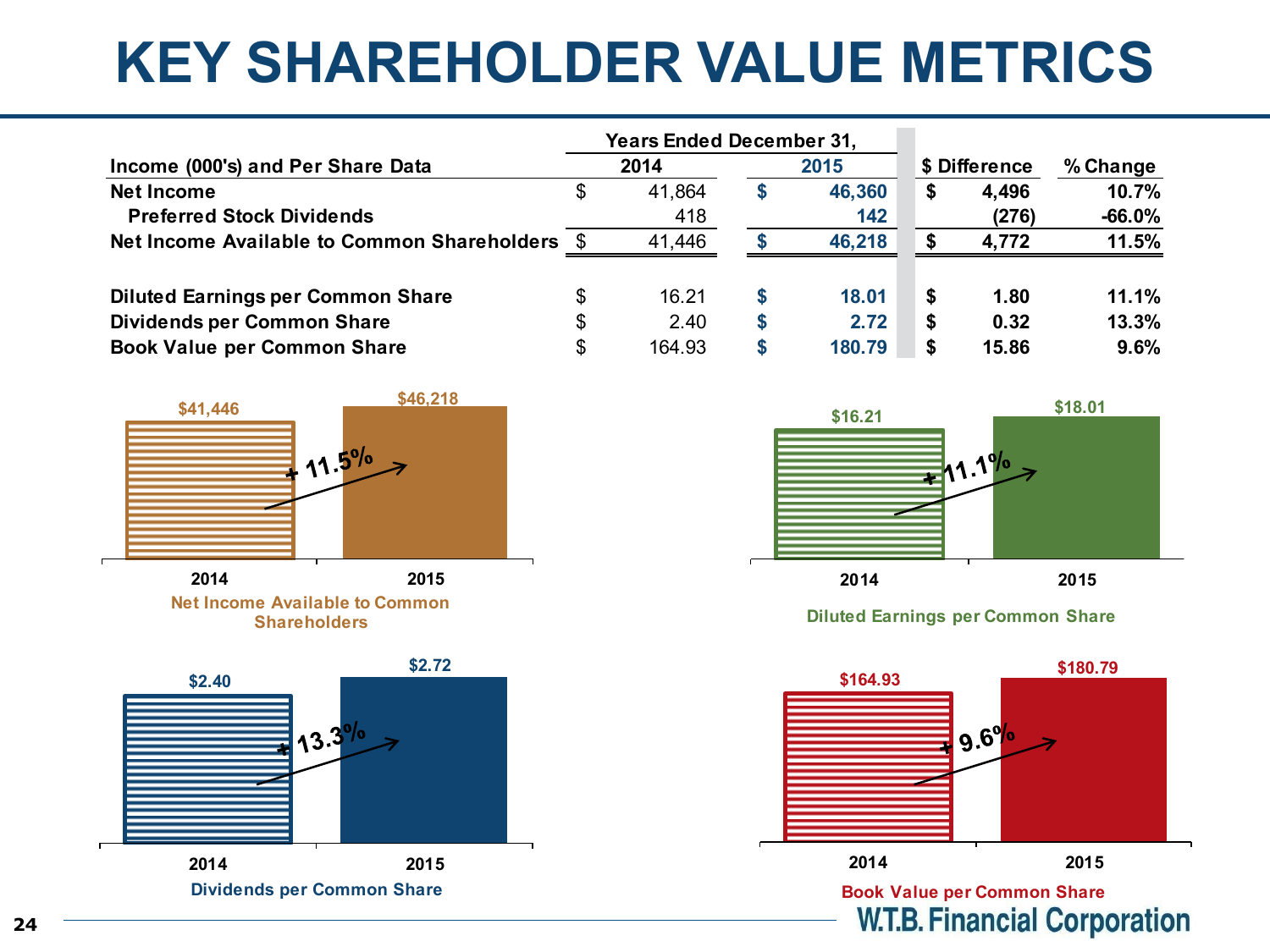# KEY SHAREHOLDER VALUE METRICS

| Income (000's) and Per Share Data | Years Ended December 31, 2014 | 2015 | $ Difference | % Change |
|---|---|---|---|---|
| **Net Income** | $ 41,864 | $ 46,360 | $ 4,496 | 10.7% |
| Preferred Stock Dividends | 418 | 142 | (276) | -66.0% |
| **Net Income Available to Common Shareholders** | $ 41,446 | $ 46,218 | $ 4,772 | 11.5% |
| **Diluted Earnings per Common Share** | $ 16.21 | $ 18.01 | $ 1.80 | 11.1% |
| **Dividends per Common Share** | $ 2.40 | $ 2.72 | $ 0.32 | 13.3% |
| **Book Value per Common Share** | $ 164.93 | $ 180.79 | $ 15.86 | 9.6% |

**Net Income Available to Common Shareholders**

| 2014 | 2015 |
|---|---|
| $41,446 | $46,218 |

+ 11.5%

**Diluted Earnings per Common Share**

| 2014 | 2015 |
|---|---|
| $16.21 | $18.01 |

+ 11.1%

**Dividends per Common Share**

| 2014 | 2015 |
|---|---|
| $2.40 | $2.72 |

+ 13.3%

**Book Value per Common Share**

| 2014 | 2015 |
|---|---|
| $164.93 | $180.79 |

+ 9.6%

W.T.B. Financial Corporation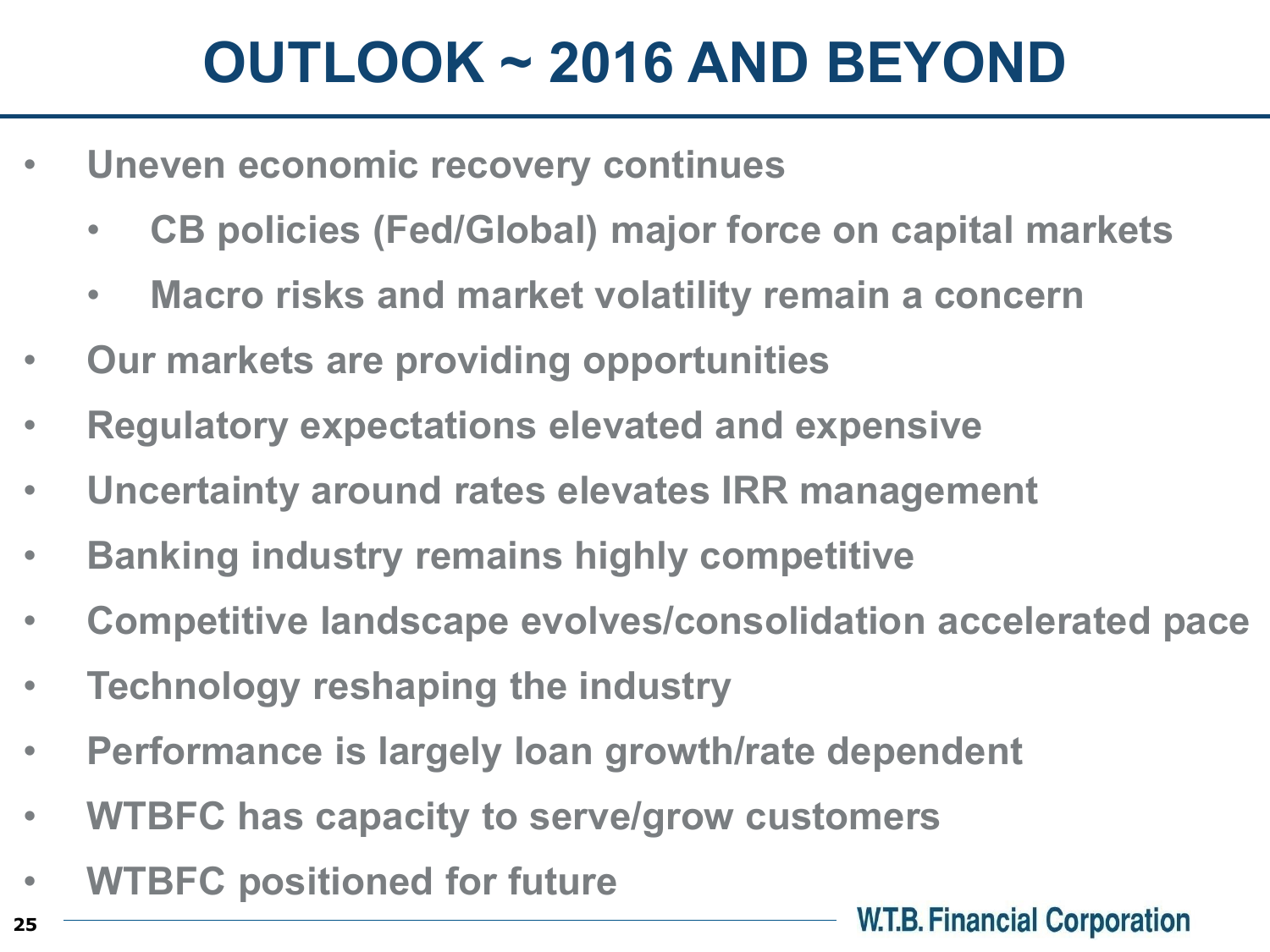# OUTLOOK ~ 2016 AND BEYOND

- Uneven economic recovery continues
  - CB policies (Fed/Global) major force on capital markets
  - Macro risks and market volatility remain a concern
- Our markets are providing opportunities
- Regulatory expectations elevated and expensive
- Uncertainty around rates elevates IRR management
- Banking industry remains highly competitive
- Competitive landscape evolves/consolidation accelerated pace
- Technology reshaping the industry
- Performance is largely loan growth/rate dependent
- WTBFC has capacity to serve/grow customers
- WTBFC positioned for future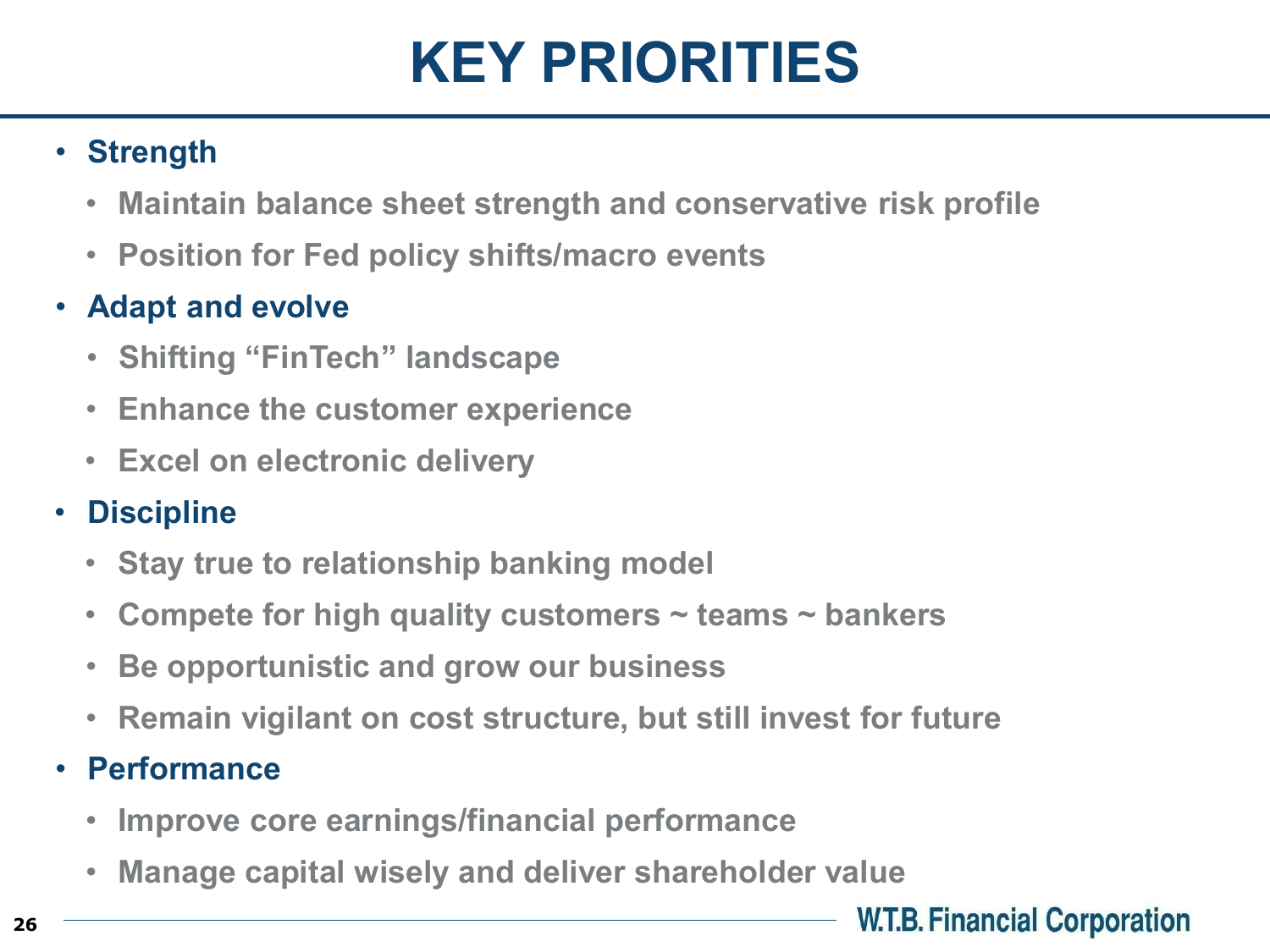# KEY PRIORITIES

- **Strength**
  - **Maintain balance sheet strength and conservative risk profile**
  - **Position for Fed policy shifts/macro events**
- **Adapt and evolve**
  - **Shifting "FinTech" landscape**
  - **Enhance the customer experience**
  - **Excel on electronic delivery**
- **Discipline**
  - **Stay true to relationship banking model**
  - **Compete for high quality customers ~ teams ~ bankers**
  - **Be opportunistic and grow our business**
  - **Remain vigilant on cost structure, but still invest for future**
- **Performance**
  - **Improve core earnings/financial performance**
  - **Manage capital wisely and deliver shareholder value**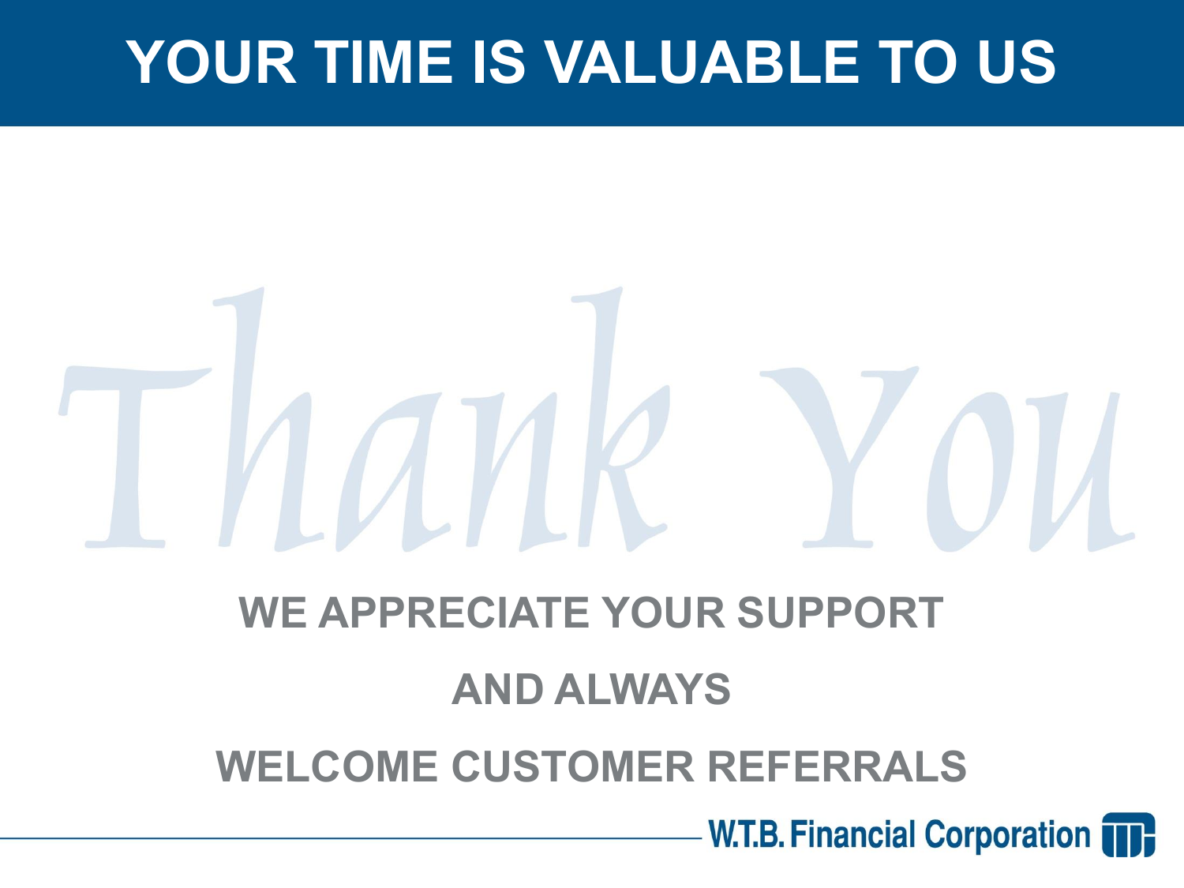# YOUR TIME IS VALUABLE TO US

Thank You

**WE APPRECIATE YOUR SUPPORT**

**AND ALWAYS**

**WELCOME CUSTOMER REFERRALS**

W.T.B. Financial Corporation